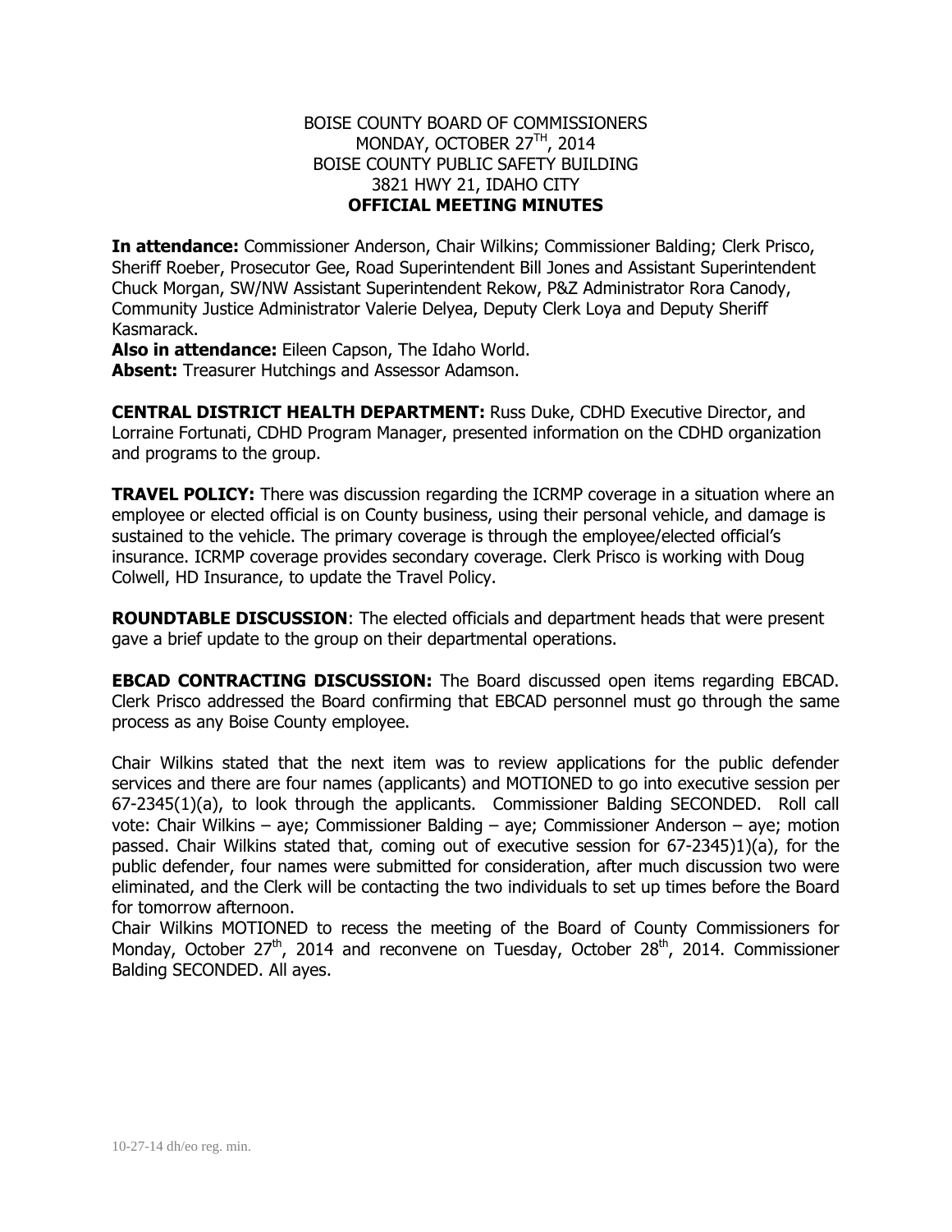BOISE COUNTY BOARD OF COMMISSIONERS
MONDAY, OCTOBER 27TH, 2014
BOISE COUNTY PUBLIC SAFETY BUILDING
3821 HWY 21, IDAHO CITY
**OFFICIAL MEETING MINUTES**

**In attendance:** Commissioner Anderson, Chair Wilkins; Commissioner Balding; Clerk Prisco, Sheriff Roeber, Prosecutor Gee, Road Superintendent Bill Jones and Assistant Superintendent Chuck Morgan, SW/NW Assistant Superintendent Rekow, P&Z Administrator Rora Canody, Community Justice Administrator Valerie Delyea, Deputy Clerk Loya and Deputy Sheriff Kasmarack.
**Also in attendance:** Eileen Capson, The Idaho World.
**Absent:** Treasurer Hutchings and Assessor Adamson.

**CENTRAL DISTRICT HEALTH DEPARTMENT:** Russ Duke, CDHD Executive Director, and Lorraine Fortunati, CDHD Program Manager, presented information on the CDHD organization and programs to the group.

**TRAVEL POLICY:** There was discussion regarding the ICRMP coverage in a situation where an employee or elected official is on County business, using their personal vehicle, and damage is sustained to the vehicle. The primary coverage is through the employee/elected official's insurance. ICRMP coverage provides secondary coverage. Clerk Prisco is working with Doug Colwell, HD Insurance, to update the Travel Policy.

**ROUNDTABLE DISCUSSION**: The elected officials and department heads that were present gave a brief update to the group on their departmental operations.

**EBCAD CONTRACTING DISCUSSION:** The Board discussed open items regarding EBCAD. Clerk Prisco addressed the Board confirming that EBCAD personnel must go through the same process as any Boise County employee.

Chair Wilkins stated that the next item was to review applications for the public defender services and there are four names (applicants) and MOTIONED to go into executive session per 67-2345(1)(a), to look through the applicants. Commissioner Balding SECONDED. Roll call vote: Chair Wilkins – aye; Commissioner Balding – aye; Commissioner Anderson – aye; motion passed. Chair Wilkins stated that, coming out of executive session for 67-2345)1)(a), for the public defender, four names were submitted for consideration, after much discussion two were eliminated, and the Clerk will be contacting the two individuals to set up times before the Board for tomorrow afternoon.

Chair Wilkins MOTIONED to recess the meeting of the Board of County Commissioners for Monday, October 27th, 2014 and reconvene on Tuesday, October 28th, 2014. Commissioner Balding SECONDED. All ayes.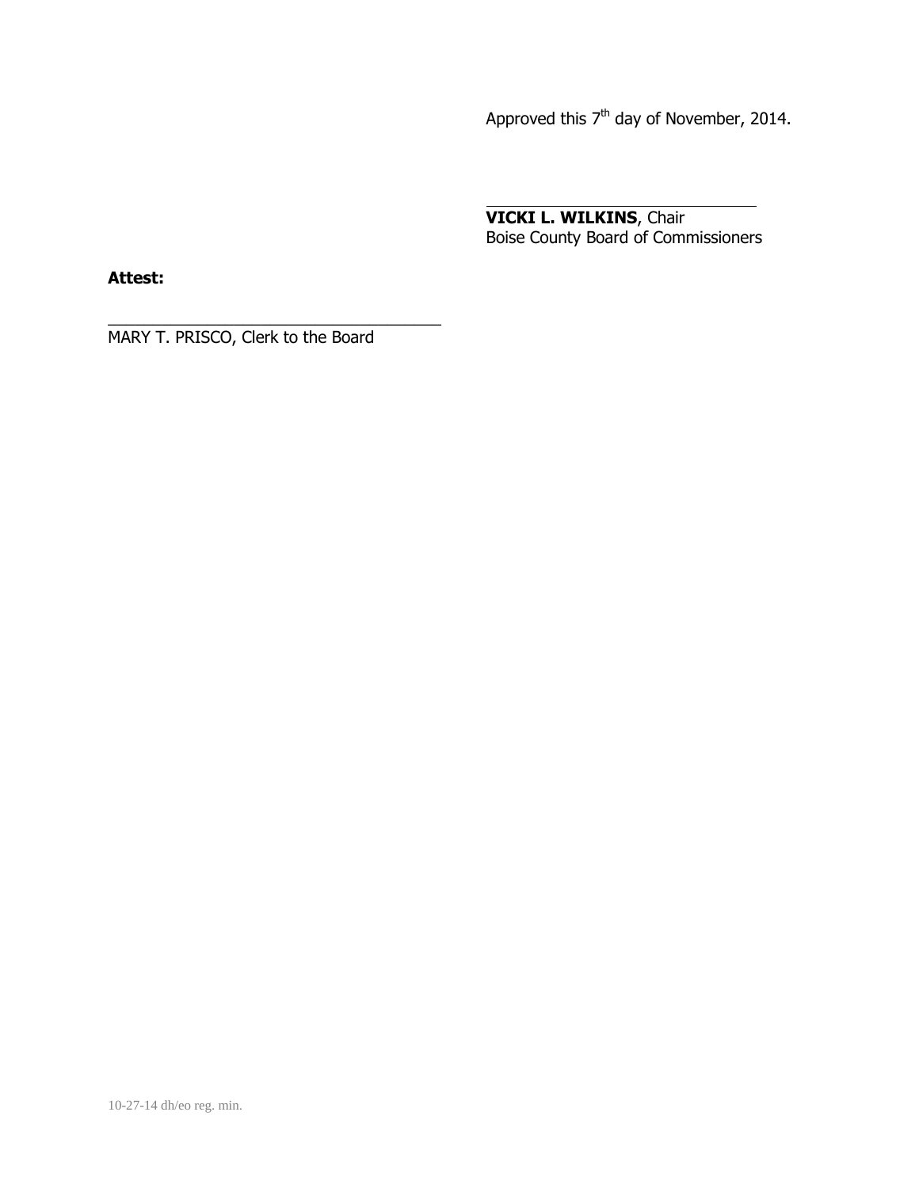Approved this 7th day of November, 2014.

\_\_\_\_\_\_\_\_\_\_\_\_\_\_\_\_\_\_\_\_\_\_\_\_\_\_\_\_\_\_

**VICKI L. WILKINS**, Chair
Boise County Board of Commissioners

**Attest:**

\_\_\_\_\_\_\_\_\_\_\_\_\_\_\_\_\_\_\_\_\_\_\_\_\_\_\_\_\_\_\_\_\_\_\_\_\_

MARY T. PRISCO, Clerk to the Board